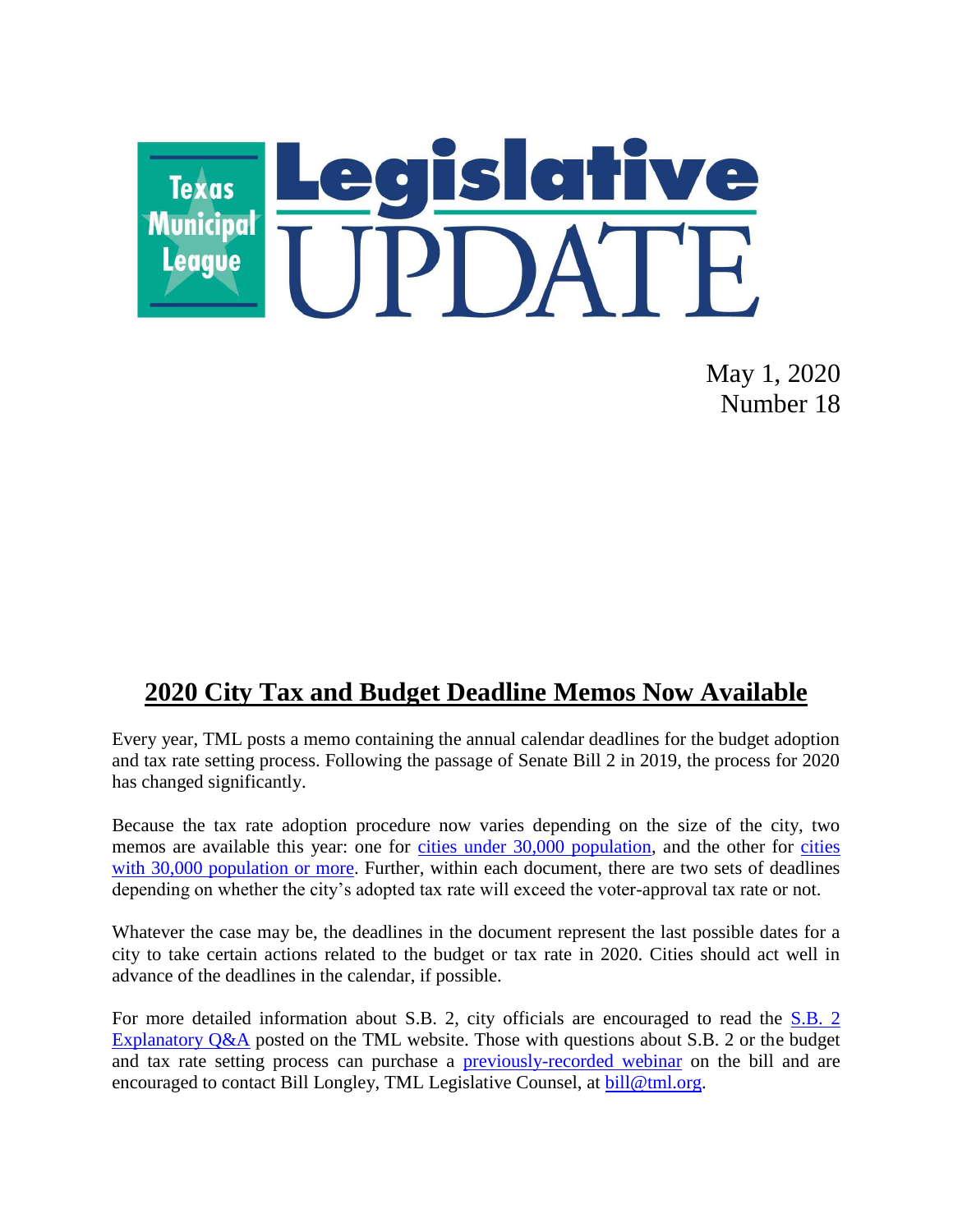# Texas Municipal League Legislative UPDATE

May 1, 2020
Number 18

## 2020 City Tax and Budget Deadline Memos Now Available

Every year, TML posts a memo containing the annual calendar deadlines for the budget adoption and tax rate setting process. Following the passage of Senate Bill 2 in 2019, the process for 2020 has changed significantly.

Because the tax rate adoption procedure now varies depending on the size of the city, two memos are available this year: one for cities under 30,000 population, and the other for cities with 30,000 population or more. Further, within each document, there are two sets of deadlines depending on whether the city's adopted tax rate will exceed the voter-approval tax rate or not.

Whatever the case may be, the deadlines in the document represent the last possible dates for a city to take certain actions related to the budget or tax rate in 2020. Cities should act well in advance of the deadlines in the calendar, if possible.

For more detailed information about S.B. 2, city officials are encouraged to read the S.B. 2 Explanatory Q&A posted on the TML website. Those with questions about S.B. 2 or the budget and tax rate setting process can purchase a previously-recorded webinar on the bill and are encouraged to contact Bill Longley, TML Legislative Counsel, at bill@tml.org.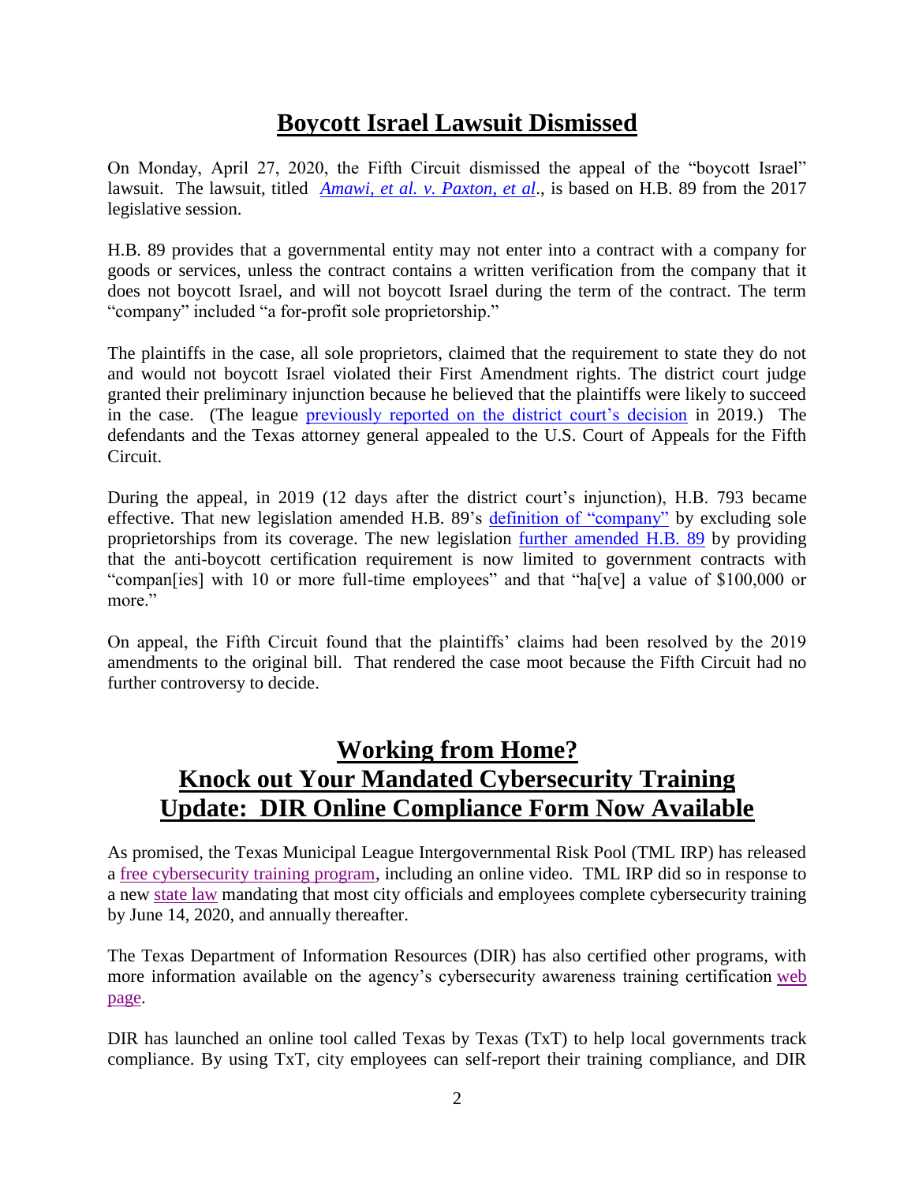## Boycott Israel Lawsuit Dismissed

On Monday, April 27, 2020, the Fifth Circuit dismissed the appeal of the "boycott Israel" lawsuit. The lawsuit, titled *Amawi, et al. v. Paxton, et al*., is based on H.B. 89 from the 2017 legislative session.

H.B. 89 provides that a governmental entity may not enter into a contract with a company for goods or services, unless the contract contains a written verification from the company that it does not boycott Israel, and will not boycott Israel during the term of the contract. The term "company" included "a for-profit sole proprietorship."

The plaintiffs in the case, all sole proprietors, claimed that the requirement to state they do not and would not boycott Israel violated their First Amendment rights. The district court judge granted their preliminary injunction because he believed that the plaintiffs were likely to succeed in the case. (The league previously reported on the district court's decision in 2019.) The defendants and the Texas attorney general appealed to the U.S. Court of Appeals for the Fifth Circuit.

During the appeal, in 2019 (12 days after the district court's injunction), H.B. 793 became effective. That new legislation amended H.B. 89's definition of "company" by excluding sole proprietorships from its coverage. The new legislation further amended H.B. 89 by providing that the anti-boycott certification requirement is now limited to government contracts with "compan[ies] with 10 or more full-time employees" and that "ha[ve] a value of $100,000 or more."

On appeal, the Fifth Circuit found that the plaintiffs' claims had been resolved by the 2019 amendments to the original bill. That rendered the case moot because the Fifth Circuit had no further controversy to decide.

## Working from Home? Knock out Your Mandated Cybersecurity Training Update: DIR Online Compliance Form Now Available

As promised, the Texas Municipal League Intergovernmental Risk Pool (TML IRP) has released a free cybersecurity training program, including an online video. TML IRP did so in response to a new state law mandating that most city officials and employees complete cybersecurity training by June 14, 2020, and annually thereafter.

The Texas Department of Information Resources (DIR) has also certified other programs, with more information available on the agency's cybersecurity awareness training certification web page.

DIR has launched an online tool called Texas by Texas (TxT) to help local governments track compliance. By using TxT, city employees can self-report their training compliance, and DIR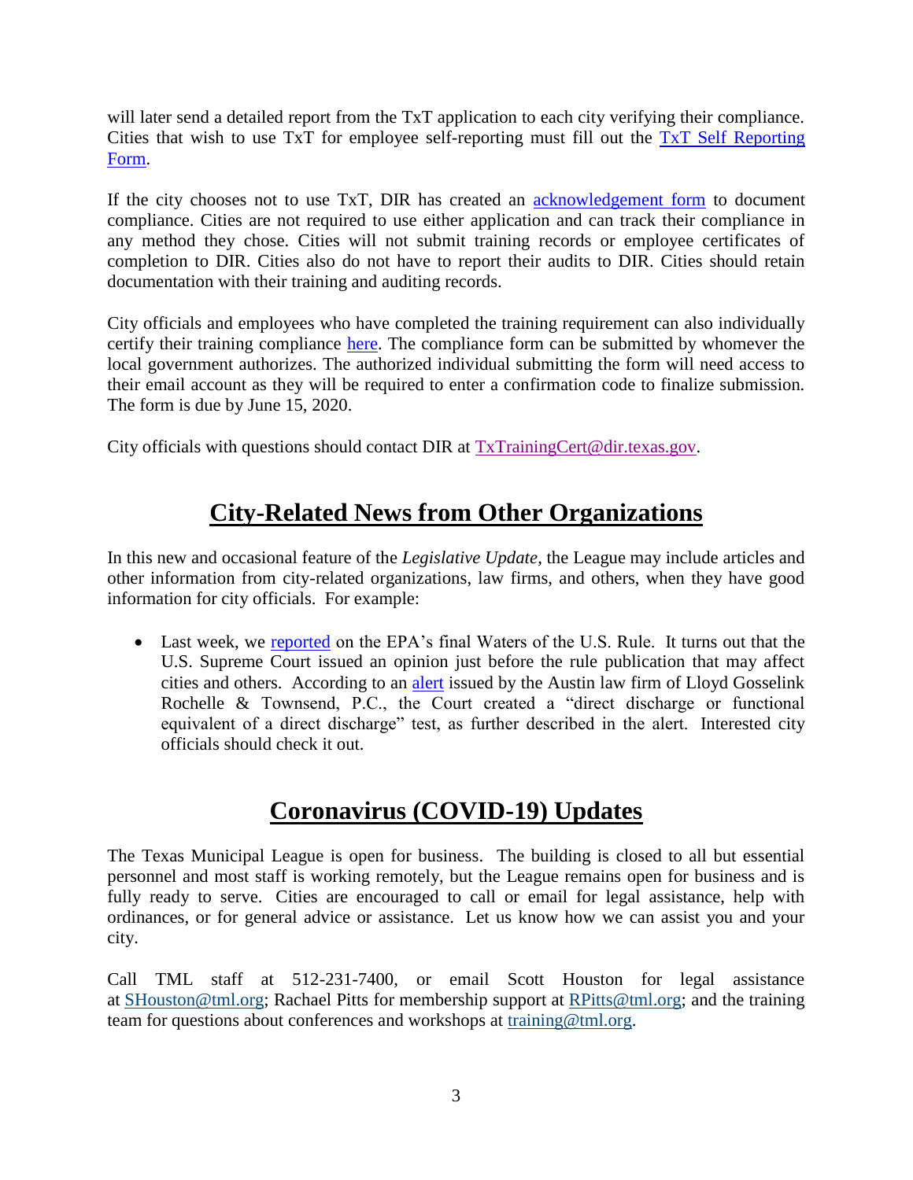will later send a detailed report from the TxT application to each city verifying their compliance. Cities that wish to use TxT for employee self-reporting must fill out the TxT Self Reporting Form.

If the city chooses not to use TxT, DIR has created an acknowledgement form to document compliance. Cities are not required to use either application and can track their compliance in any method they chose. Cities will not submit training records or employee certificates of completion to DIR. Cities also do not have to report their audits to DIR. Cities should retain documentation with their training and auditing records.

City officials and employees who have completed the training requirement can also individually certify their training compliance here. The compliance form can be submitted by whomever the local government authorizes. The authorized individual submitting the form will need access to their email account as they will be required to enter a confirmation code to finalize submission. The form is due by June 15, 2020.

City officials with questions should contact DIR at TxTrainingCert@dir.texas.gov.

## City-Related News from Other Organizations

In this new and occasional feature of the *Legislative Update*, the League may include articles and other information from city-related organizations, law firms, and others, when they have good information for city officials. For example:

- Last week, we reported on the EPA's final Waters of the U.S. Rule. It turns out that the U.S. Supreme Court issued an opinion just before the rule publication that may affect cities and others. According to an alert issued by the Austin law firm of Lloyd Gosselink Rochelle & Townsend, P.C., the Court created a "direct discharge or functional equivalent of a direct discharge" test, as further described in the alert. Interested city officials should check it out.

## Coronavirus (COVID-19) Updates

The Texas Municipal League is open for business. The building is closed to all but essential personnel and most staff is working remotely, but the League remains open for business and is fully ready to serve. Cities are encouraged to call or email for legal assistance, help with ordinances, or for general advice or assistance. Let us know how we can assist you and your city.

Call TML staff at 512-231-7400, or email Scott Houston for legal assistance at SHouston@tml.org; Rachael Pitts for membership support at RPitts@tml.org; and the training team for questions about conferences and workshops at training@tml.org.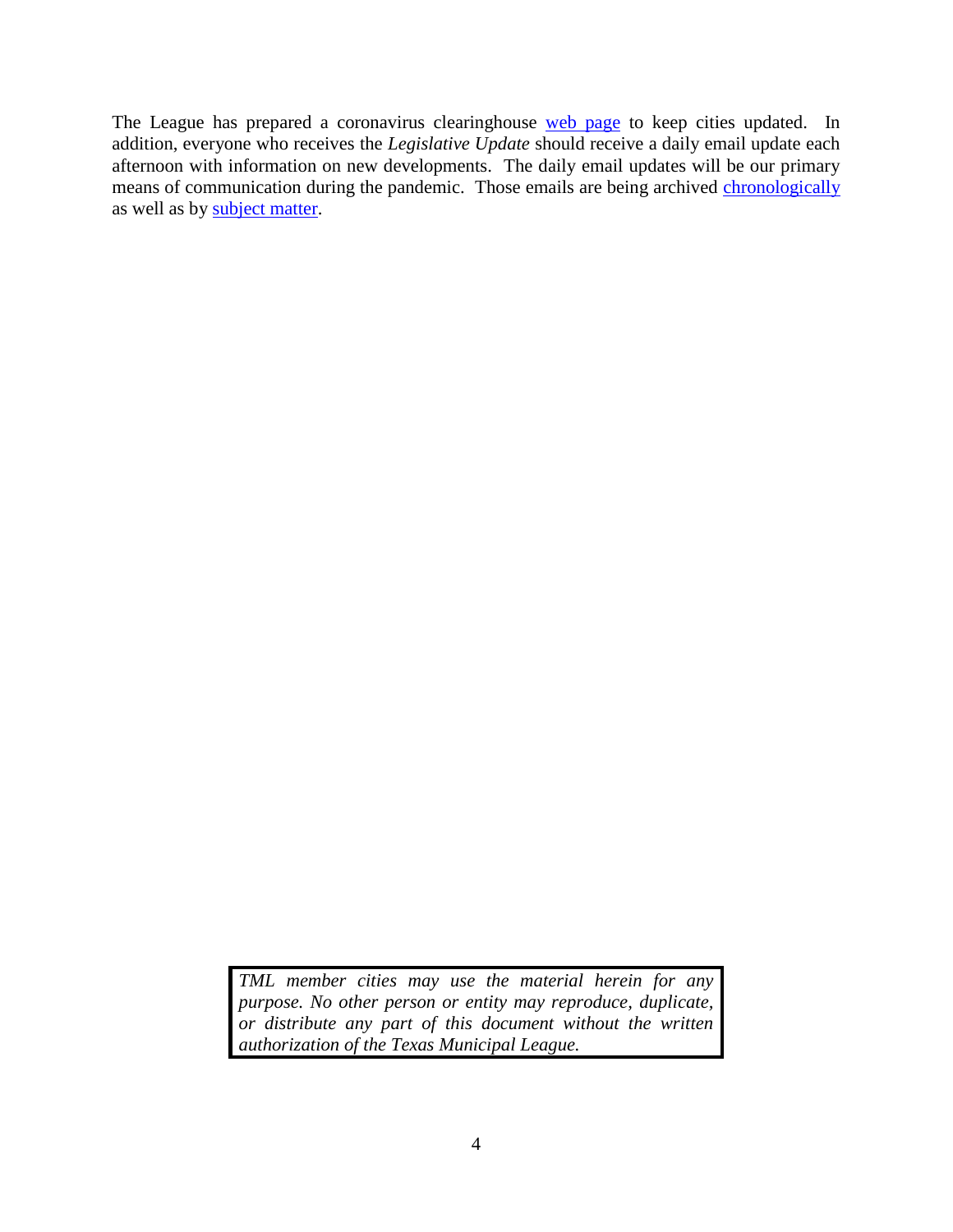The League has prepared a coronavirus clearinghouse web page to keep cities updated. In addition, everyone who receives the *Legislative Update* should receive a daily email update each afternoon with information on new developments. The daily email updates will be our primary means of communication during the pandemic. Those emails are being archived chronologically as well as by subject matter.

*TML member cities may use the material herein for any purpose. No other person or entity may reproduce, duplicate, or distribute any part of this document without the written authorization of the Texas Municipal League.*